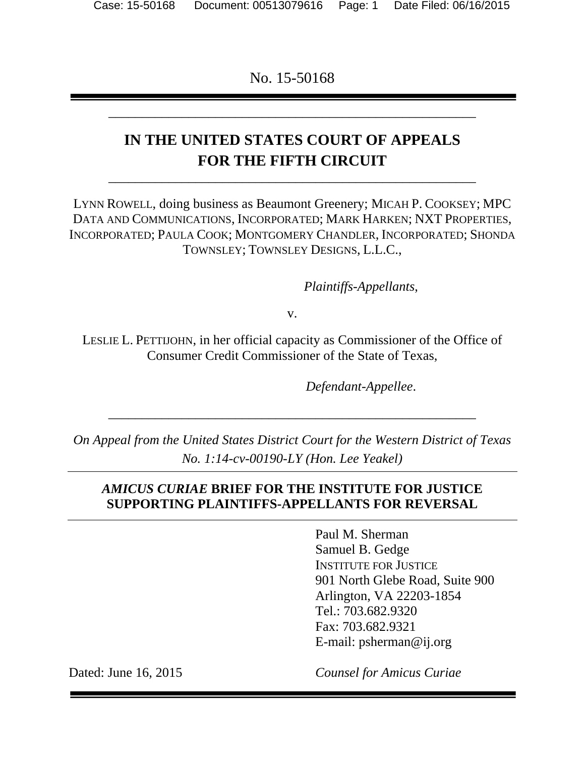No. 15-50168

---

# IN THE UNITED STATES COURT OF APPEALS FOR THE FIFTH CIRCUIT

---

LYNN ROWELL, doing business as Beaumont Greenery; MICAH P. COOKSEY; MPC DATA AND COMMUNICATIONS, INCORPORATED; MARK HARKEN; NXT PROPERTIES, INCORPORATED; PAULA COOK; MONTGOMERY CHANDLER, INCORPORATED; SHONDA TOWNSLEY; TOWNSLEY DESIGNS, L.L.C.,

*Plaintiffs-Appellants,*

v.

LESLIE L. PETTIJOHN, in her official capacity as Commissioner of the Office of Consumer Credit Commissioner of the State of Texas,

*Defendant-Appellee.*

---

*On Appeal from the United States District Court for the Western District of Texas No. 1:14-cv-00190-LY (Hon. Lee Yeakel)*

---

***AMICUS CURIAE* BRIEF FOR THE INSTITUTE FOR JUSTICE SUPPORTING PLAINTIFFS-APPELLANTS FOR REVERSAL**

---

Paul M. Sherman
Samuel B. Gedge
INSTITUTE FOR JUSTICE
901 North Glebe Road, Suite 900
Arlington, VA 22203-1854
Tel.: 703.682.9320
Fax: 703.682.9321
E-mail: psherman@ij.org

Dated: June 16, 2015

*Counsel for Amicus Curiae*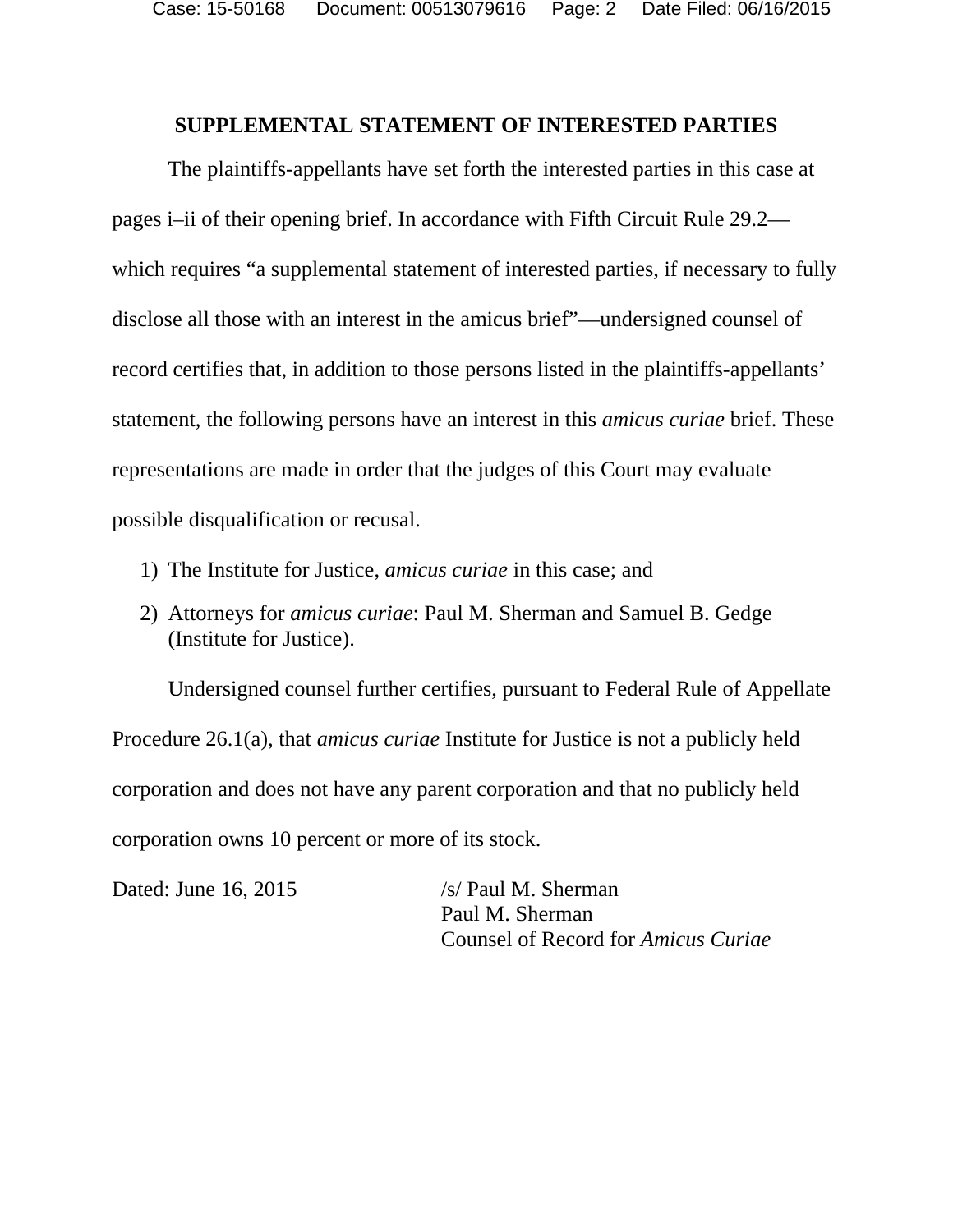## SUPPLEMENTAL STATEMENT OF INTERESTED PARTIES

The plaintiffs-appellants have set forth the interested parties in this case at pages i–ii of their opening brief. In accordance with Fifth Circuit Rule 29.2—which requires "a supplemental statement of interested parties, if necessary to fully disclose all those with an interest in the amicus brief"—undersigned counsel of record certifies that, in addition to those persons listed in the plaintiffs-appellants' statement, the following persons have an interest in this *amicus curiae* brief. These representations are made in order that the judges of this Court may evaluate possible disqualification or recusal.

1) The Institute for Justice, *amicus curiae* in this case; and
2) Attorneys for *amicus curiae*: Paul M. Sherman and Samuel B. Gedge (Institute for Justice).

Undersigned counsel further certifies, pursuant to Federal Rule of Appellate Procedure 26.1(a), that *amicus curiae* Institute for Justice is not a publicly held corporation and does not have any parent corporation and that no publicly held corporation owns 10 percent or more of its stock.

Dated: June 16, 2015

/s/ Paul M. Sherman
Paul M. Sherman
Counsel of Record for *Amicus Curiae*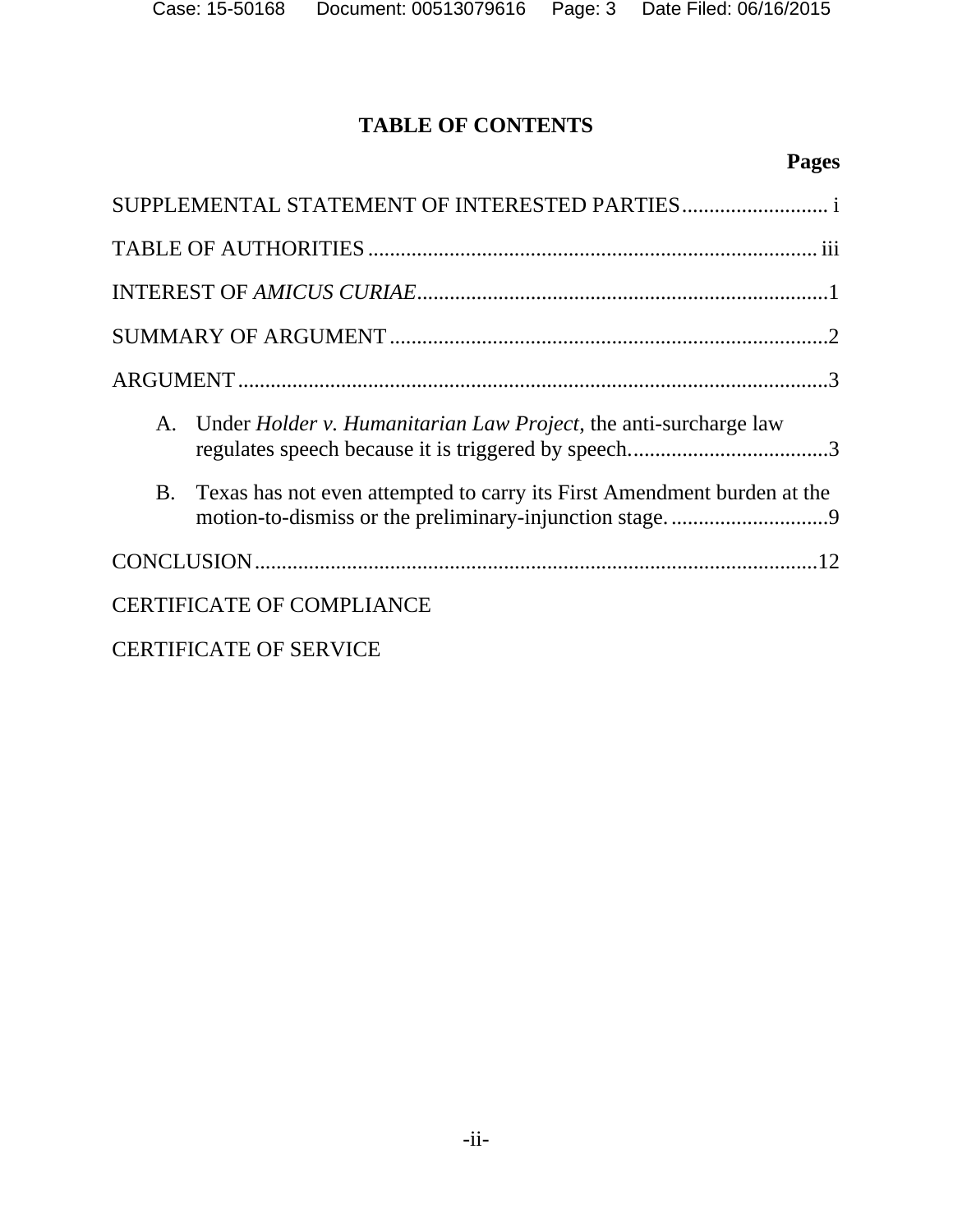# TABLE OF CONTENTS

**Pages**

SUPPLEMENTAL STATEMENT OF INTERESTED PARTIES .......................... i

TABLE OF AUTHORITIES .................................................................................. iii

INTEREST OF *AMICUS CURIAE* ..........................................................................1

SUMMARY OF ARGUMENT ................................................................................2

ARGUMENT ...........................................................................................................3

A. Under *Holder v. Humanitarian Law Project*, the anti-surcharge law regulates speech because it is triggered by speech. ....................................3

B. Texas has not even attempted to carry its First Amendment burden at the motion-to-dismiss or the preliminary-injunction stage. .............................9

CONCLUSION .......................................................................................................12

CERTIFICATE OF COMPLIANCE

CERTIFICATE OF SERVICE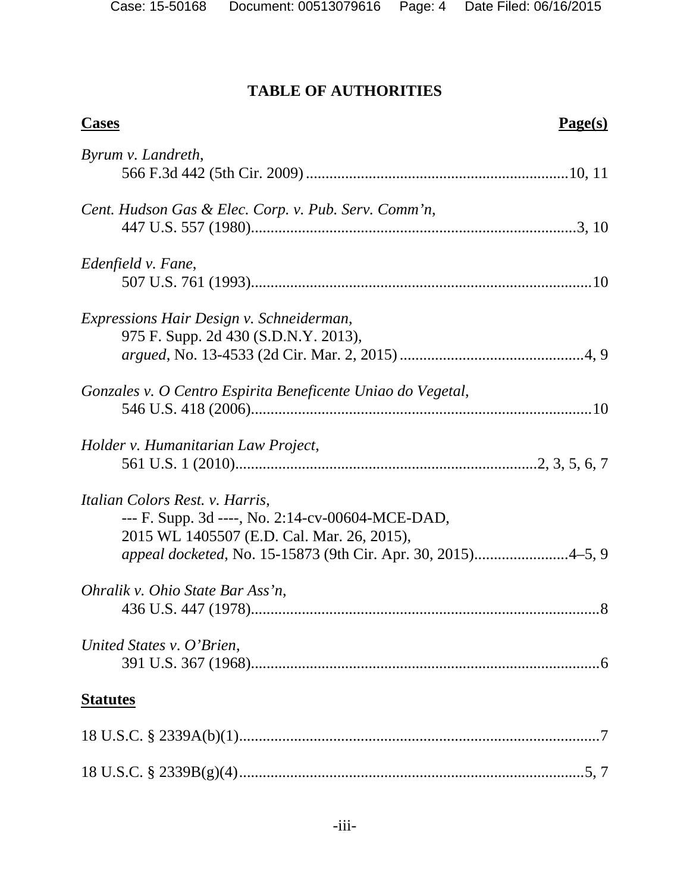# TABLE OF AUTHORITIES

**Cases** **Page(s)**

*Byrum v. Landreth*,
566 F.3d 442 (5th Cir. 2009) .................................................................10, 11

*Cent. Hudson Gas & Elec. Corp. v. Pub. Serv. Comm'n*,
447 U.S. 557 (1980).................................................................................3, 10

*Edenfield v. Fane*,
507 U.S. 761 (1993).....................................................................................10

*Expressions Hair Design v. Schneiderman*,
975 F. Supp. 2d 430 (S.D.N.Y. 2013),
*argued*, No. 13-4533 (2d Cir. Mar. 2, 2015) ...............................................4, 9

*Gonzales v. O Centro Espirita Beneficente Uniao do Vegetal*,
546 U.S. 418 (2006).....................................................................................10

*Holder v. Humanitarian Law Project*,
561 U.S. 1 (2010)...........................................................................2, 3, 5, 6, 7

*Italian Colors Rest. v. Harris*,
--- F. Supp. 3d ----, No. 2:14-cv-00604-MCE-DAD,
2015 WL 1405507 (E.D. Cal. Mar. 26, 2015),
*appeal docketed*, No. 15-15873 (9th Cir. Apr. 30, 2015)........................4–5, 9

*Ohralik v. Ohio State Bar Ass'n*,
436 U.S. 447 (1978).......................................................................................8

*United States v. O'Brien*,
391 U.S. 367 (1968).......................................................................................6

**Statutes**

18 U.S.C. § 2339A(b)(1)..........................................................................................7

18 U.S.C. § 2339B(g)(4).......................................................................................5, 7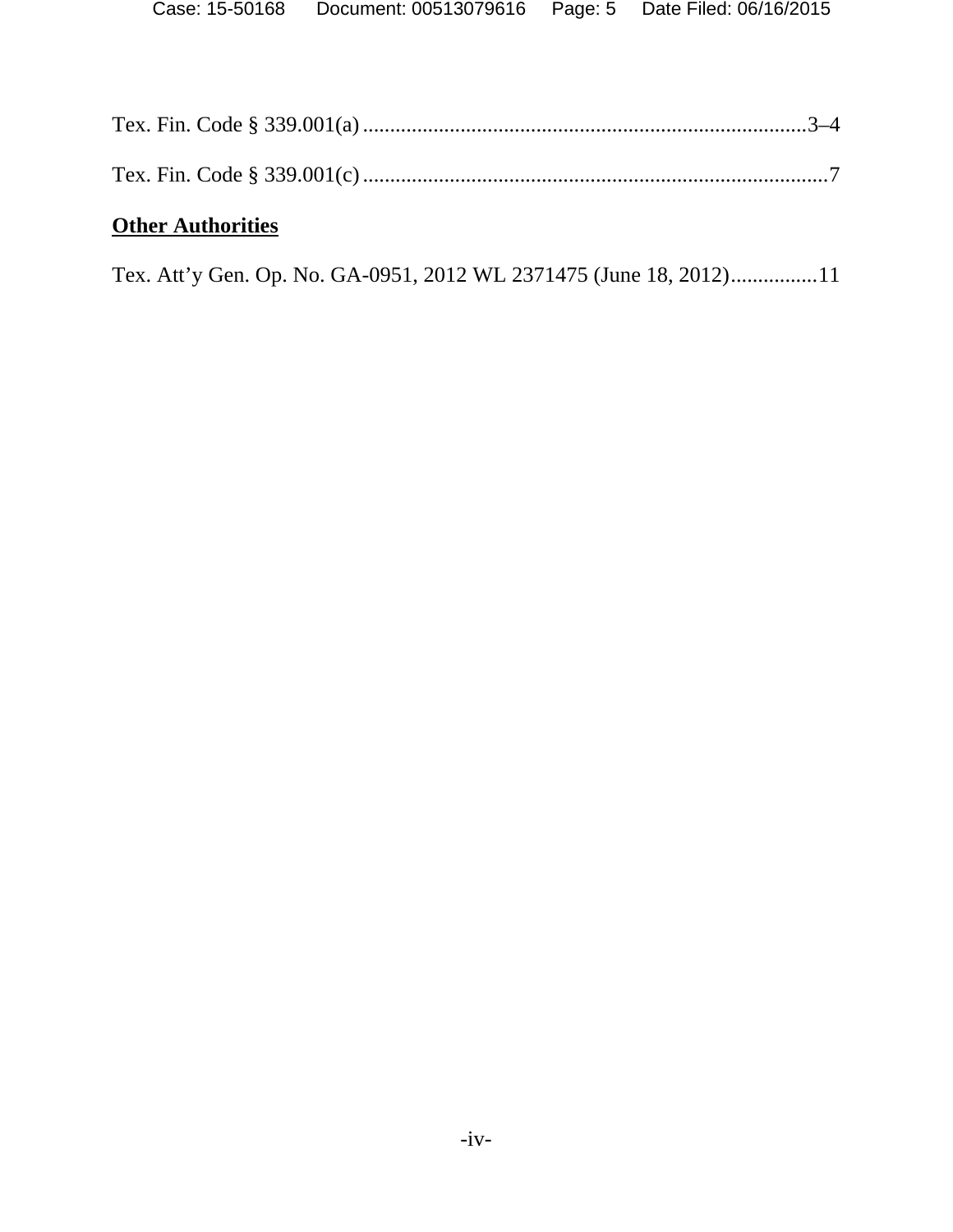Tex. Fin. Code § 339.001(a) ..................................................................................3–4

Tex. Fin. Code § 339.001(c) .....................................................................................7

**Other Authorities**

Tex. Att'y Gen. Op. No. GA-0951, 2012 WL 2371475 (June 18, 2012)................11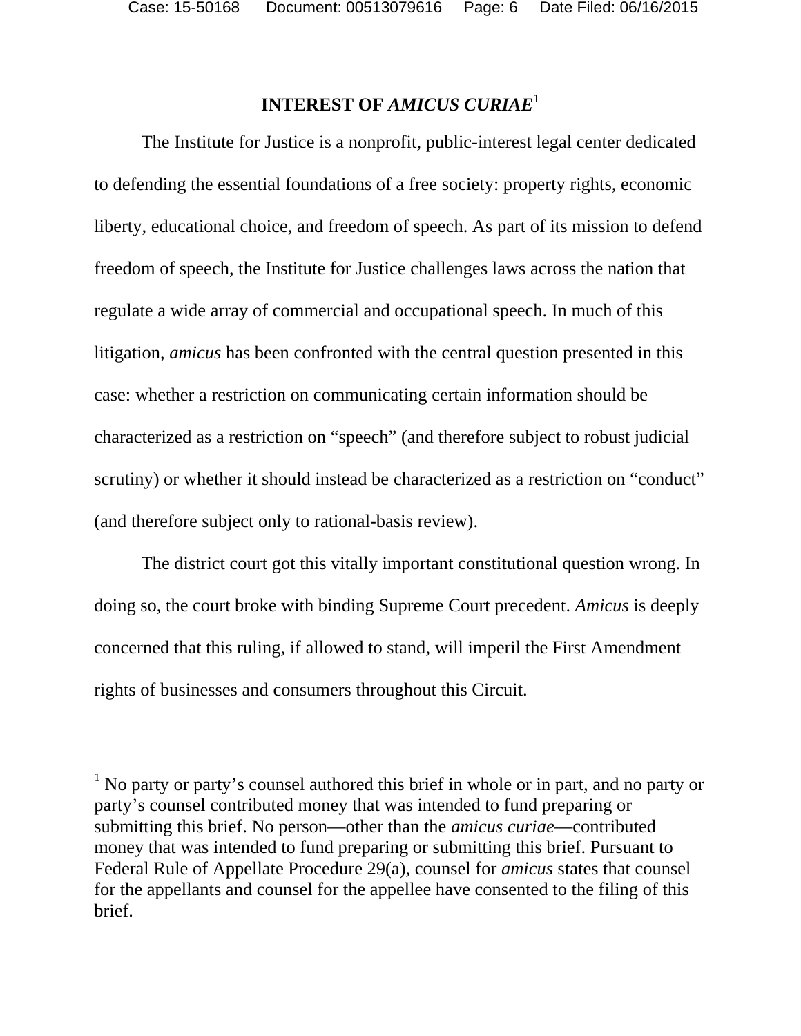# INTEREST OF *AMICUS CURIAE*[1]

The Institute for Justice is a nonprofit, public-interest legal center dedicated to defending the essential foundations of a free society: property rights, economic liberty, educational choice, and freedom of speech. As part of its mission to defend freedom of speech, the Institute for Justice challenges laws across the nation that regulate a wide array of commercial and occupational speech. In much of this litigation, *amicus* has been confronted with the central question presented in this case: whether a restriction on communicating certain information should be characterized as a restriction on "speech" (and therefore subject to robust judicial scrutiny) or whether it should instead be characterized as a restriction on "conduct" (and therefore subject only to rational-basis review).

The district court got this vitally important constitutional question wrong. In doing so, the court broke with binding Supreme Court precedent. *Amicus* is deeply concerned that this ruling, if allowed to stand, will imperil the First Amendment rights of businesses and consumers throughout this Circuit.

---

[1] No party or party's counsel authored this brief in whole or in part, and no party or party's counsel contributed money that was intended to fund preparing or submitting this brief. No person—other than the *amicus curiae*—contributed money that was intended to fund preparing or submitting this brief. Pursuant to Federal Rule of Appellate Procedure 29(a), counsel for *amicus* states that counsel for the appellants and counsel for the appellee have consented to the filing of this brief.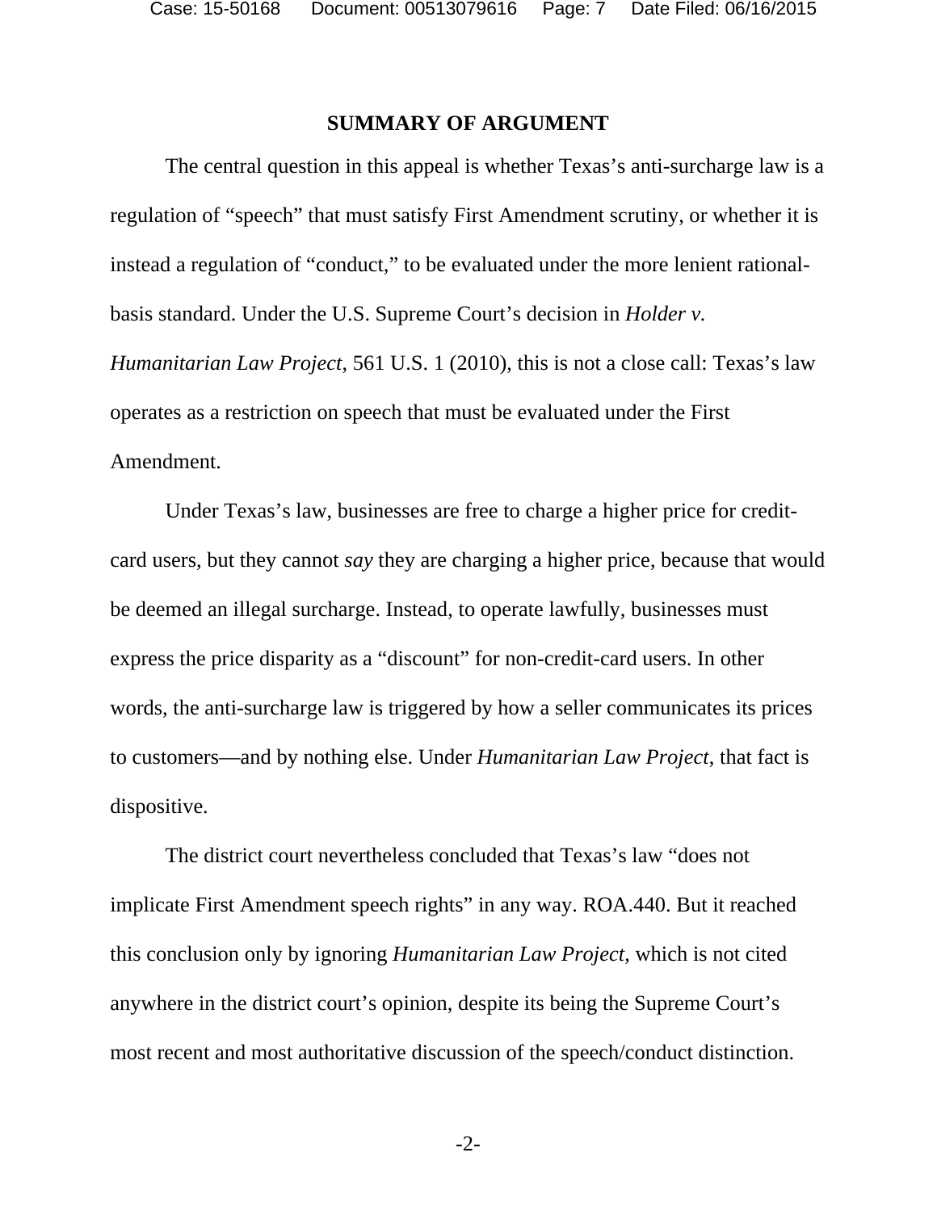## SUMMARY OF ARGUMENT

The central question in this appeal is whether Texas's anti-surcharge law is a regulation of "speech" that must satisfy First Amendment scrutiny, or whether it is instead a regulation of "conduct," to be evaluated under the more lenient rational-basis standard. Under the U.S. Supreme Court's decision in *Holder v. Humanitarian Law Project*, 561 U.S. 1 (2010), this is not a close call: Texas's law operates as a restriction on speech that must be evaluated under the First Amendment.

Under Texas's law, businesses are free to charge a higher price for credit-card users, but they cannot *say* they are charging a higher price, because that would be deemed an illegal surcharge. Instead, to operate lawfully, businesses must express the price disparity as a "discount" for non-credit-card users. In other words, the anti-surcharge law is triggered by how a seller communicates its prices to customers—and by nothing else. Under *Humanitarian Law Project*, that fact is dispositive.

The district court nevertheless concluded that Texas's law "does not implicate First Amendment speech rights" in any way. ROA.440. But it reached this conclusion only by ignoring *Humanitarian Law Project*, which is not cited anywhere in the district court's opinion, despite its being the Supreme Court's most recent and most authoritative discussion of the speech/conduct distinction.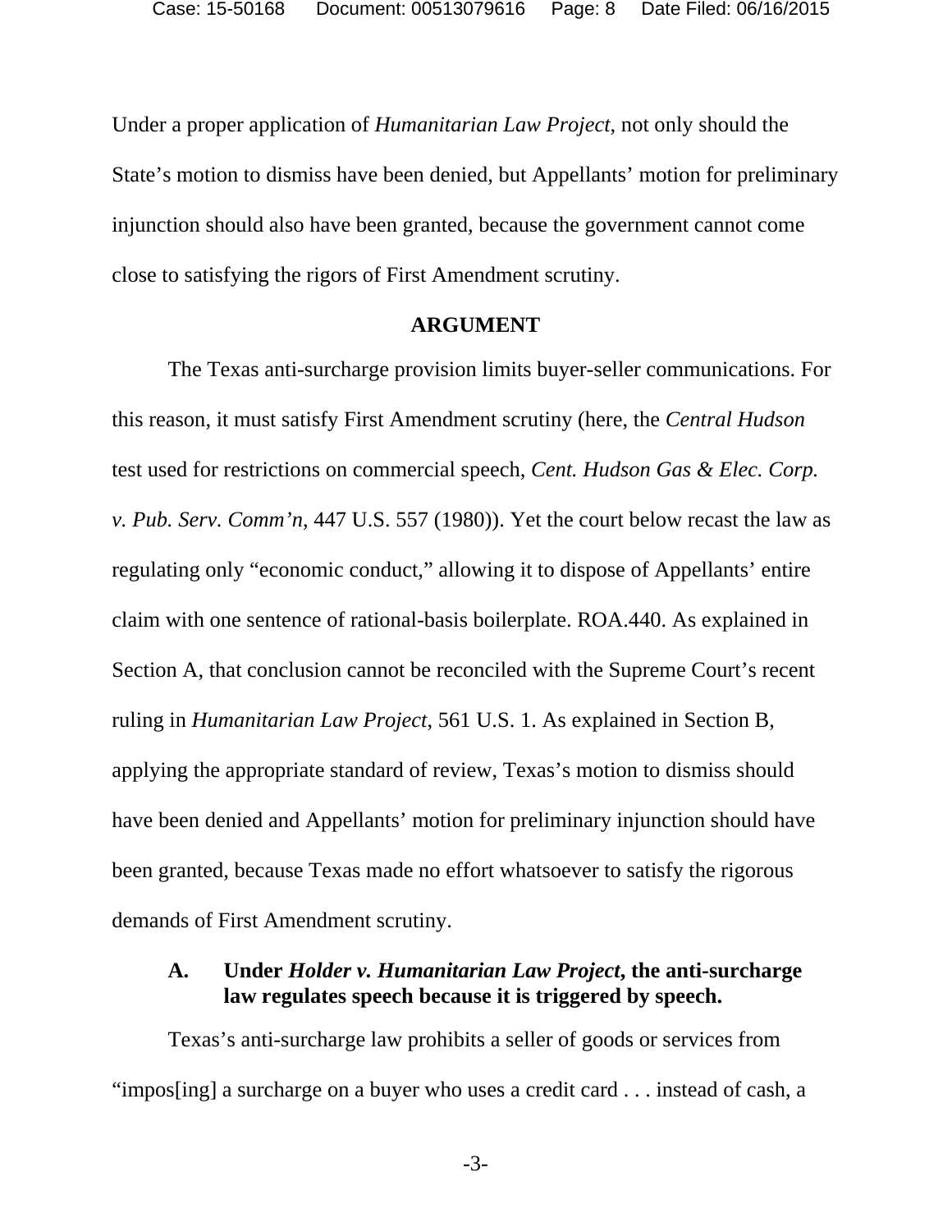Under a proper application of *Humanitarian Law Project*, not only should the State's motion to dismiss have been denied, but Appellants' motion for preliminary injunction should also have been granted, because the government cannot come close to satisfying the rigors of First Amendment scrutiny.

## ARGUMENT

The Texas anti-surcharge provision limits buyer-seller communications. For this reason, it must satisfy First Amendment scrutiny (here, the *Central Hudson* test used for restrictions on commercial speech, *Cent. Hudson Gas & Elec. Corp. v. Pub. Serv. Comm'n*, 447 U.S. 557 (1980)). Yet the court below recast the law as regulating only "economic conduct," allowing it to dispose of Appellants' entire claim with one sentence of rational-basis boilerplate. ROA.440. As explained in Section A, that conclusion cannot be reconciled with the Supreme Court's recent ruling in *Humanitarian Law Project*, 561 U.S. 1. As explained in Section B, applying the appropriate standard of review, Texas's motion to dismiss should have been denied and Appellants' motion for preliminary injunction should have been granted, because Texas made no effort whatsoever to satisfy the rigorous demands of First Amendment scrutiny.

### A. Under *Holder v. Humanitarian Law Project*, the anti-surcharge law regulates speech because it is triggered by speech.

Texas's anti-surcharge law prohibits a seller of goods or services from "impos[ing] a surcharge on a buyer who uses a credit card . . . instead of cash, a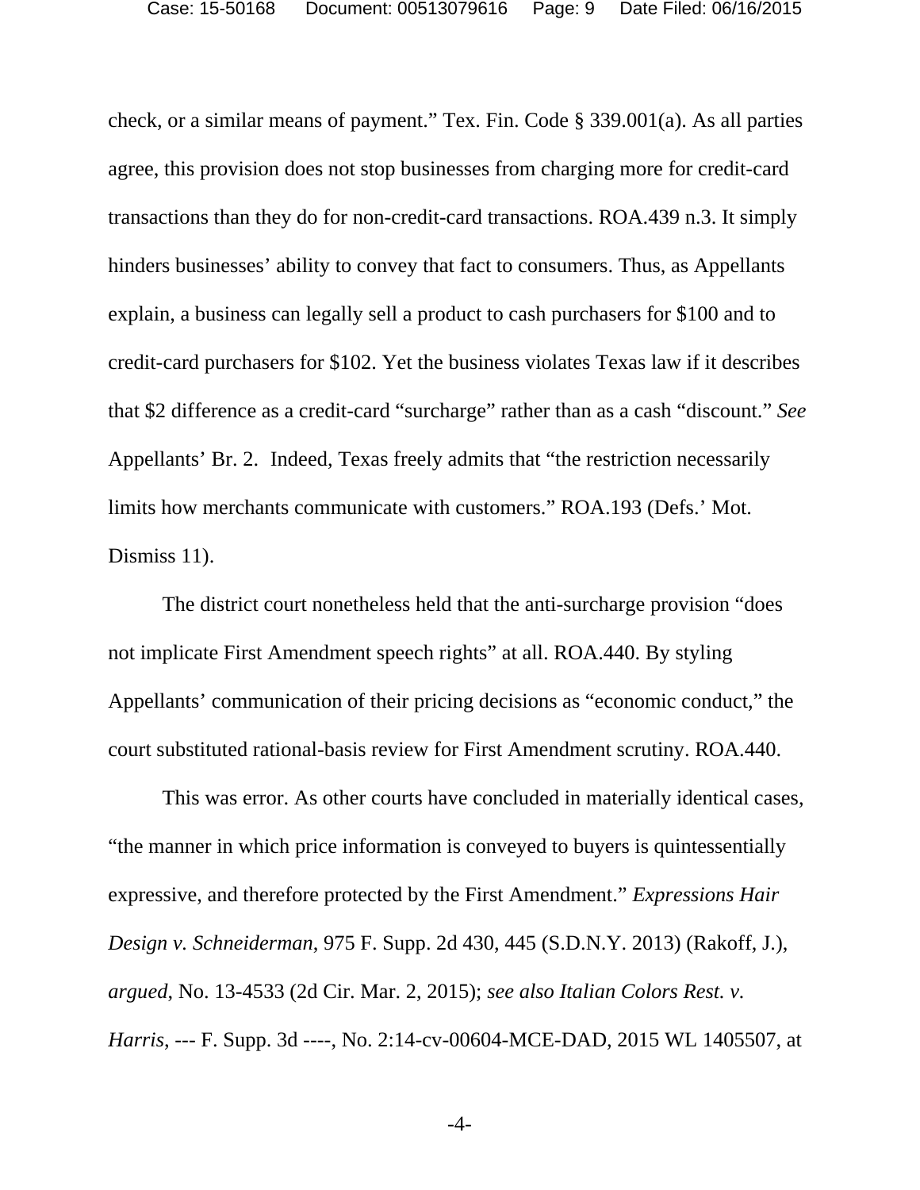check, or a similar means of payment." Tex. Fin. Code § 339.001(a). As all parties agree, this provision does not stop businesses from charging more for credit-card transactions than they do for non-credit-card transactions. ROA.439 n.3. It simply hinders businesses' ability to convey that fact to consumers. Thus, as Appellants explain, a business can legally sell a product to cash purchasers for $100 and to credit-card purchasers for $102. Yet the business violates Texas law if it describes that $2 difference as a credit-card "surcharge" rather than as a cash "discount." *See* Appellants' Br. 2. Indeed, Texas freely admits that "the restriction necessarily limits how merchants communicate with customers." ROA.193 (Defs.' Mot. Dismiss 11).

The district court nonetheless held that the anti-surcharge provision "does not implicate First Amendment speech rights" at all. ROA.440. By styling Appellants' communication of their pricing decisions as "economic conduct," the court substituted rational-basis review for First Amendment scrutiny. ROA.440.

This was error. As other courts have concluded in materially identical cases, "the manner in which price information is conveyed to buyers is quintessentially expressive, and therefore protected by the First Amendment." *Expressions Hair Design v. Schneiderman*, 975 F. Supp. 2d 430, 445 (S.D.N.Y. 2013) (Rakoff, J.), *argued*, No. 13-4533 (2d Cir. Mar. 2, 2015); *see also Italian Colors Rest. v. Harris*, --- F. Supp. 3d ----, No. 2:14-cv-00604-MCE-DAD, 2015 WL 1405507, at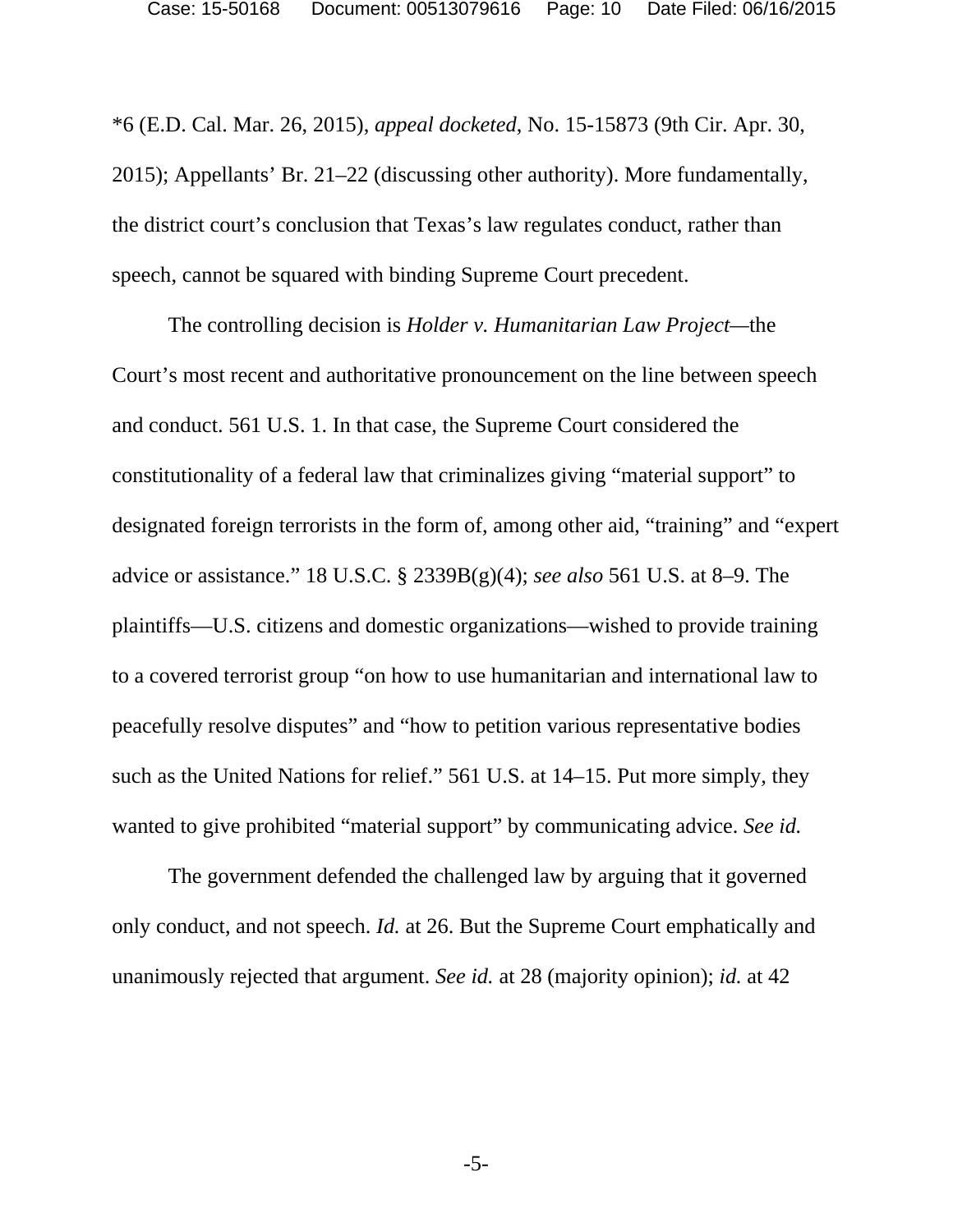*6 (E.D. Cal. Mar. 26, 2015), *appeal docketed*, No. 15-15873 (9th Cir. Apr. 30, 2015); Appellants' Br. 21–22 (discussing other authority). More fundamentally, the district court's conclusion that Texas's law regulates conduct, rather than speech, cannot be squared with binding Supreme Court precedent.

The controlling decision is *Holder v. Humanitarian Law Project*—the Court's most recent and authoritative pronouncement on the line between speech and conduct. 561 U.S. 1. In that case, the Supreme Court considered the constitutionality of a federal law that criminalizes giving "material support" to designated foreign terrorists in the form of, among other aid, "training" and "expert advice or assistance." 18 U.S.C. § 2339B(g)(4); *see also* 561 U.S. at 8–9. The plaintiffs—U.S. citizens and domestic organizations—wished to provide training to a covered terrorist group "on how to use humanitarian and international law to peacefully resolve disputes" and "how to petition various representative bodies such as the United Nations for relief." 561 U.S. at 14–15. Put more simply, they wanted to give prohibited "material support" by communicating advice. *See id.*

The government defended the challenged law by arguing that it governed only conduct, and not speech. *Id.* at 26. But the Supreme Court emphatically and unanimously rejected that argument. *See id.* at 28 (majority opinion); *id.* at 42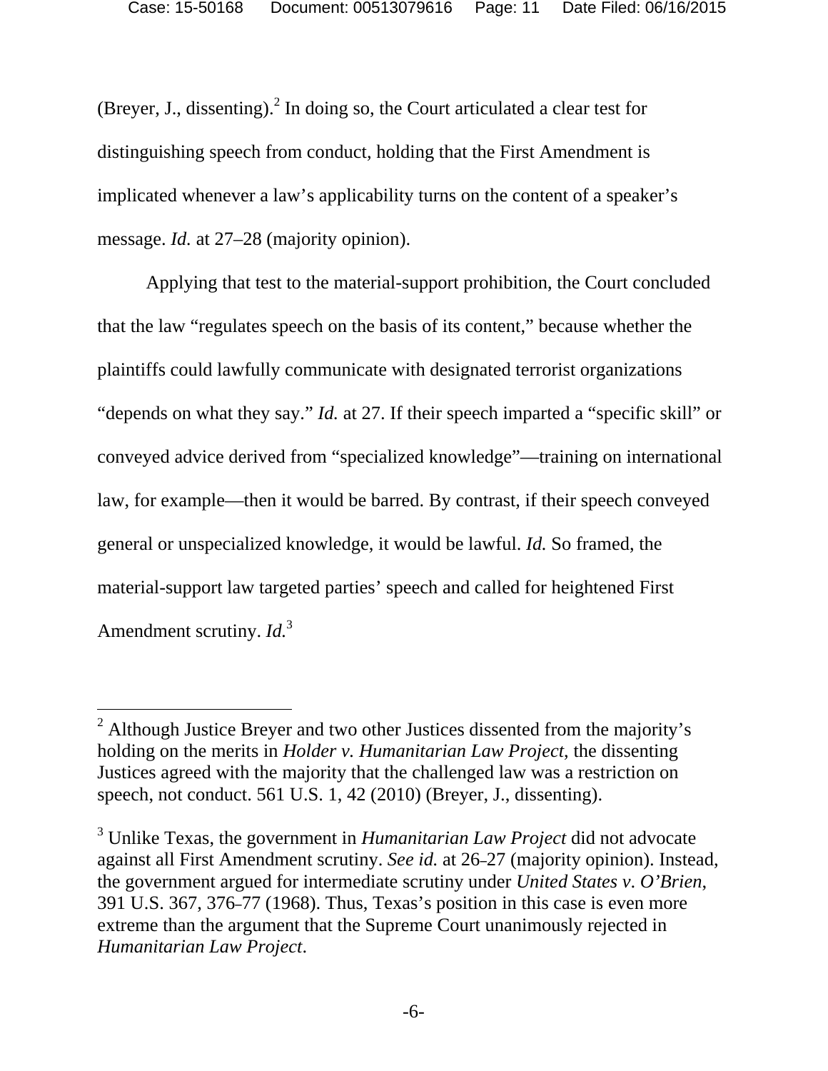(Breyer, J., dissenting).[2] In doing so, the Court articulated a clear test for distinguishing speech from conduct, holding that the First Amendment is implicated whenever a law's applicability turns on the content of a speaker's message. *Id.* at 27–28 (majority opinion).

Applying that test to the material-support prohibition, the Court concluded that the law "regulates speech on the basis of its content," because whether the plaintiffs could lawfully communicate with designated terrorist organizations "depends on what they say." *Id.* at 27. If their speech imparted a "specific skill" or conveyed advice derived from "specialized knowledge"—training on international law, for example—then it would be barred. By contrast, if their speech conveyed general or unspecialized knowledge, it would be lawful. *Id.* So framed, the material-support law targeted parties' speech and called for heightened First Amendment scrutiny. *Id.*[3]

---

[2] Although Justice Breyer and two other Justices dissented from the majority's holding on the merits in *Holder v. Humanitarian Law Project*, the dissenting Justices agreed with the majority that the challenged law was a restriction on speech, not conduct. 561 U.S. 1, 42 (2010) (Breyer, J., dissenting).

[3] Unlike Texas, the government in *Humanitarian Law Project* did not advocate against all First Amendment scrutiny. *See id.* at 26–27 (majority opinion). Instead, the government argued for intermediate scrutiny under *United States v. O'Brien*, 391 U.S. 367, 376–77 (1968). Thus, Texas's position in this case is even more extreme than the argument that the Supreme Court unanimously rejected in *Humanitarian Law Project*.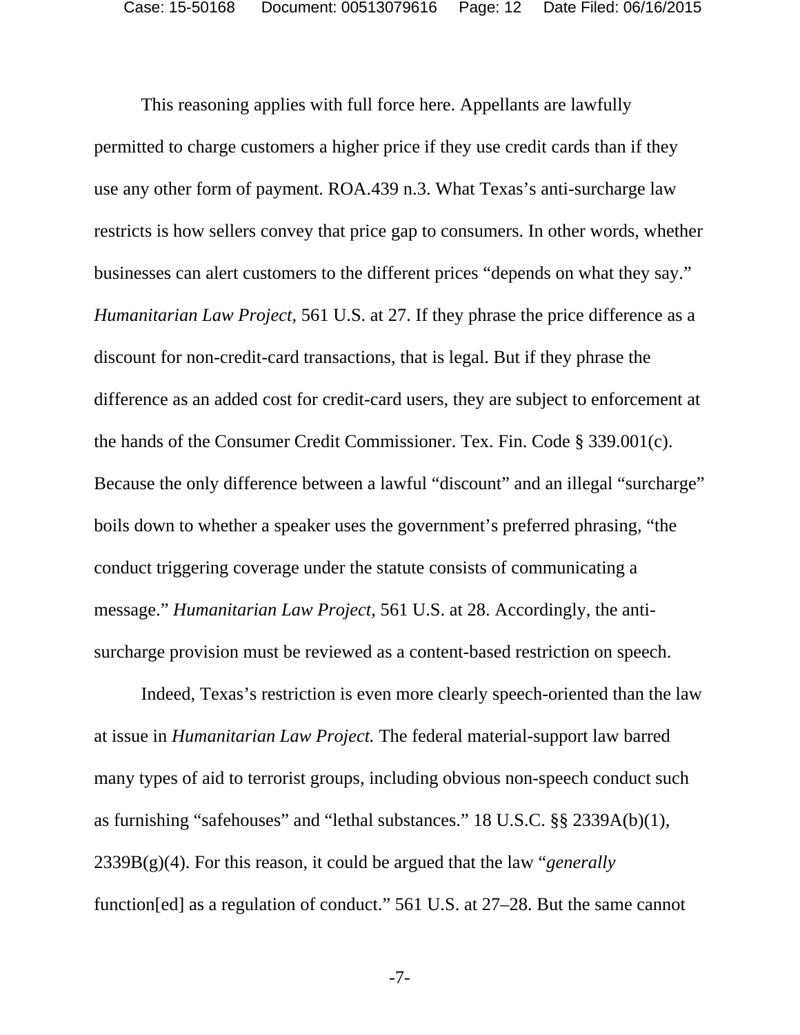This reasoning applies with full force here. Appellants are lawfully permitted to charge customers a higher price if they use credit cards than if they use any other form of payment. ROA.439 n.3. What Texas's anti-surcharge law restricts is how sellers convey that price gap to consumers. In other words, whether businesses can alert customers to the different prices "depends on what they say." *Humanitarian Law Project*, 561 U.S. at 27. If they phrase the price difference as a discount for non-credit-card transactions, that is legal. But if they phrase the difference as an added cost for credit-card users, they are subject to enforcement at the hands of the Consumer Credit Commissioner. Tex. Fin. Code § 339.001(c). Because the only difference between a lawful "discount" and an illegal "surcharge" boils down to whether a speaker uses the government's preferred phrasing, "the conduct triggering coverage under the statute consists of communicating a message." *Humanitarian Law Project*, 561 U.S. at 28. Accordingly, the anti-surcharge provision must be reviewed as a content-based restriction on speech.

Indeed, Texas's restriction is even more clearly speech-oriented than the law at issue in *Humanitarian Law Project.* The federal material-support law barred many types of aid to terrorist groups, including obvious non-speech conduct such as furnishing "safehouses" and "lethal substances." 18 U.S.C. §§ 2339A(b)(1), 2339B(g)(4). For this reason, it could be argued that the law "*generally* function[ed] as a regulation of conduct." 561 U.S. at 27–28. But the same cannot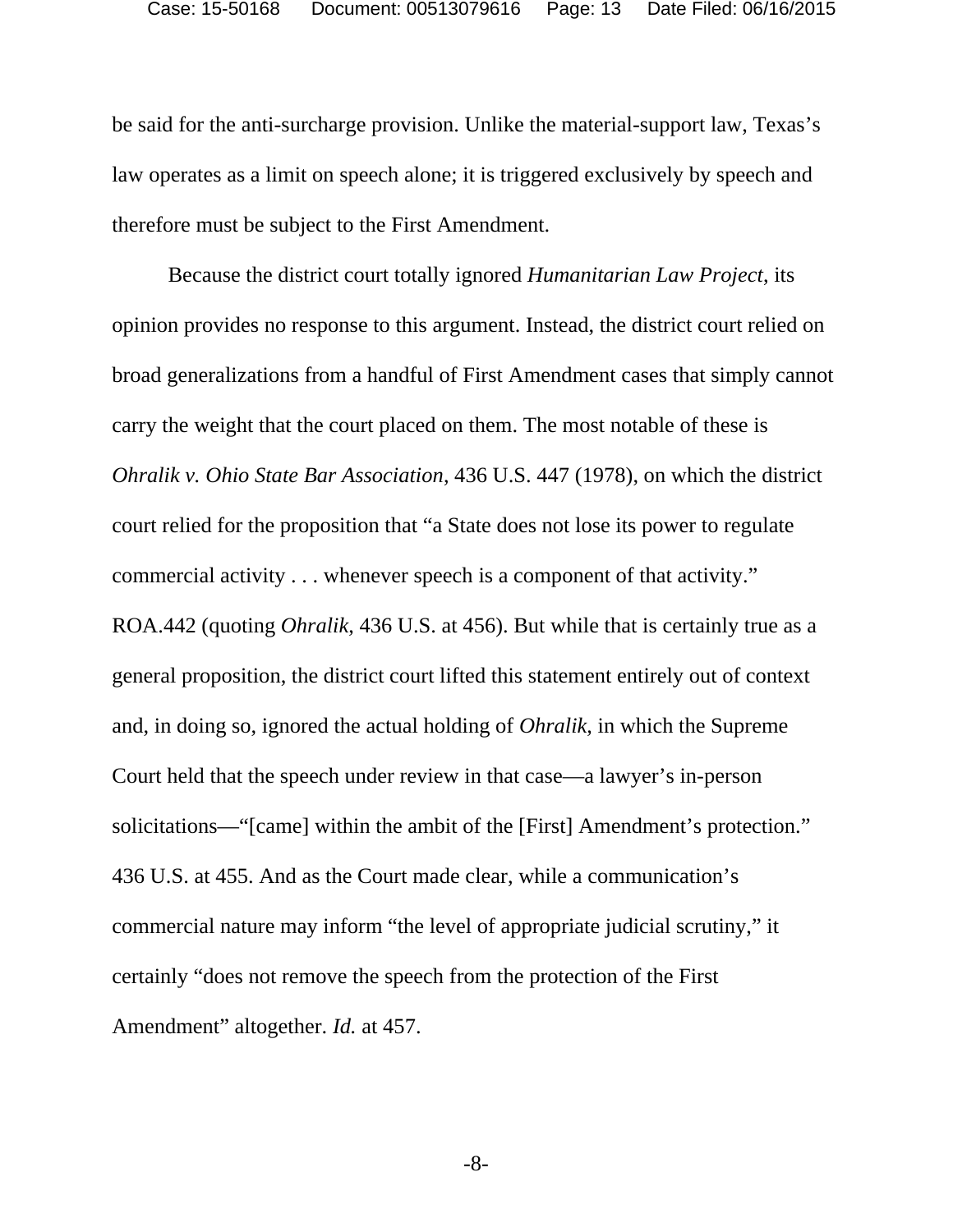be said for the anti-surcharge provision. Unlike the material-support law, Texas's law operates as a limit on speech alone; it is triggered exclusively by speech and therefore must be subject to the First Amendment.

Because the district court totally ignored *Humanitarian Law Project*, its opinion provides no response to this argument. Instead, the district court relied on broad generalizations from a handful of First Amendment cases that simply cannot carry the weight that the court placed on them. The most notable of these is *Ohralik v. Ohio State Bar Association*, 436 U.S. 447 (1978), on which the district court relied for the proposition that "a State does not lose its power to regulate commercial activity . . . whenever speech is a component of that activity." ROA.442 (quoting *Ohralik*, 436 U.S. at 456). But while that is certainly true as a general proposition, the district court lifted this statement entirely out of context and, in doing so, ignored the actual holding of *Ohralik*, in which the Supreme Court held that the speech under review in that case—a lawyer's in-person solicitations—"[came] within the ambit of the [First] Amendment's protection." 436 U.S. at 455. And as the Court made clear, while a communication's commercial nature may inform "the level of appropriate judicial scrutiny," it certainly "does not remove the speech from the protection of the First Amendment" altogether. *Id.* at 457.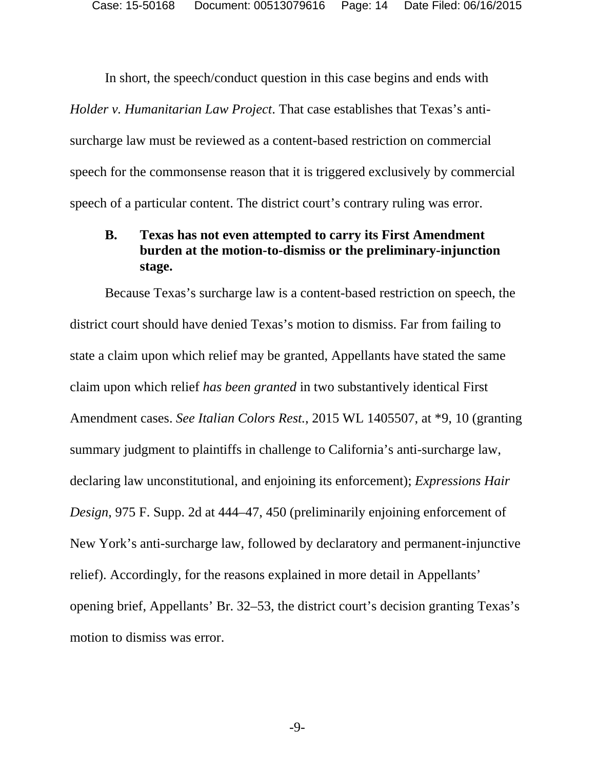In short, the speech/conduct question in this case begins and ends with *Holder v. Humanitarian Law Project*. That case establishes that Texas's anti-surcharge law must be reviewed as a content-based restriction on commercial speech for the commonsense reason that it is triggered exclusively by commercial speech of a particular content. The district court's contrary ruling was error.

### B. Texas has not even attempted to carry its First Amendment burden at the motion-to-dismiss or the preliminary-injunction stage.

Because Texas's surcharge law is a content-based restriction on speech, the district court should have denied Texas's motion to dismiss. Far from failing to state a claim upon which relief may be granted, Appellants have stated the same claim upon which relief *has been granted* in two substantively identical First Amendment cases. *See Italian Colors Rest.*, 2015 WL 1405507, at *9, 10 (granting summary judgment to plaintiffs in challenge to California's anti-surcharge law, declaring law unconstitutional, and enjoining its enforcement); *Expressions Hair Design*, 975 F. Supp. 2d at 444–47, 450 (preliminarily enjoining enforcement of New York's anti-surcharge law, followed by declaratory and permanent-injunctive relief). Accordingly, for the reasons explained in more detail in Appellants' opening brief, Appellants' Br. 32–53, the district court's decision granting Texas's motion to dismiss was error.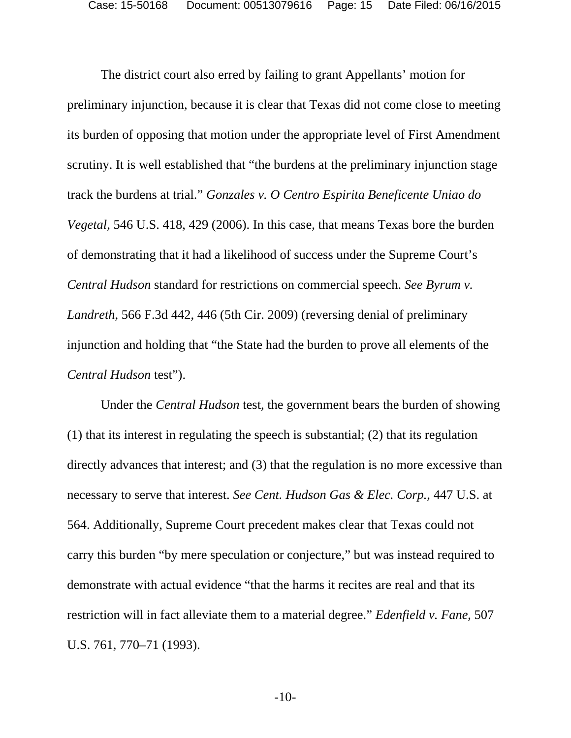The district court also erred by failing to grant Appellants' motion for preliminary injunction, because it is clear that Texas did not come close to meeting its burden of opposing that motion under the appropriate level of First Amendment scrutiny. It is well established that "the burdens at the preliminary injunction stage track the burdens at trial." *Gonzales v. O Centro Espirita Beneficente Uniao do Vegetal*, 546 U.S. 418, 429 (2006). In this case, that means Texas bore the burden of demonstrating that it had a likelihood of success under the Supreme Court's *Central Hudson* standard for restrictions on commercial speech. *See Byrum v. Landreth*, 566 F.3d 442, 446 (5th Cir. 2009) (reversing denial of preliminary injunction and holding that "the State had the burden to prove all elements of the *Central Hudson* test").

Under the *Central Hudson* test, the government bears the burden of showing (1) that its interest in regulating the speech is substantial; (2) that its regulation directly advances that interest; and (3) that the regulation is no more excessive than necessary to serve that interest. *See Cent. Hudson Gas & Elec. Corp.*, 447 U.S. at 564. Additionally, Supreme Court precedent makes clear that Texas could not carry this burden "by mere speculation or conjecture," but was instead required to demonstrate with actual evidence "that the harms it recites are real and that its restriction will in fact alleviate them to a material degree." *Edenfield v. Fane*, 507 U.S. 761, 770–71 (1993).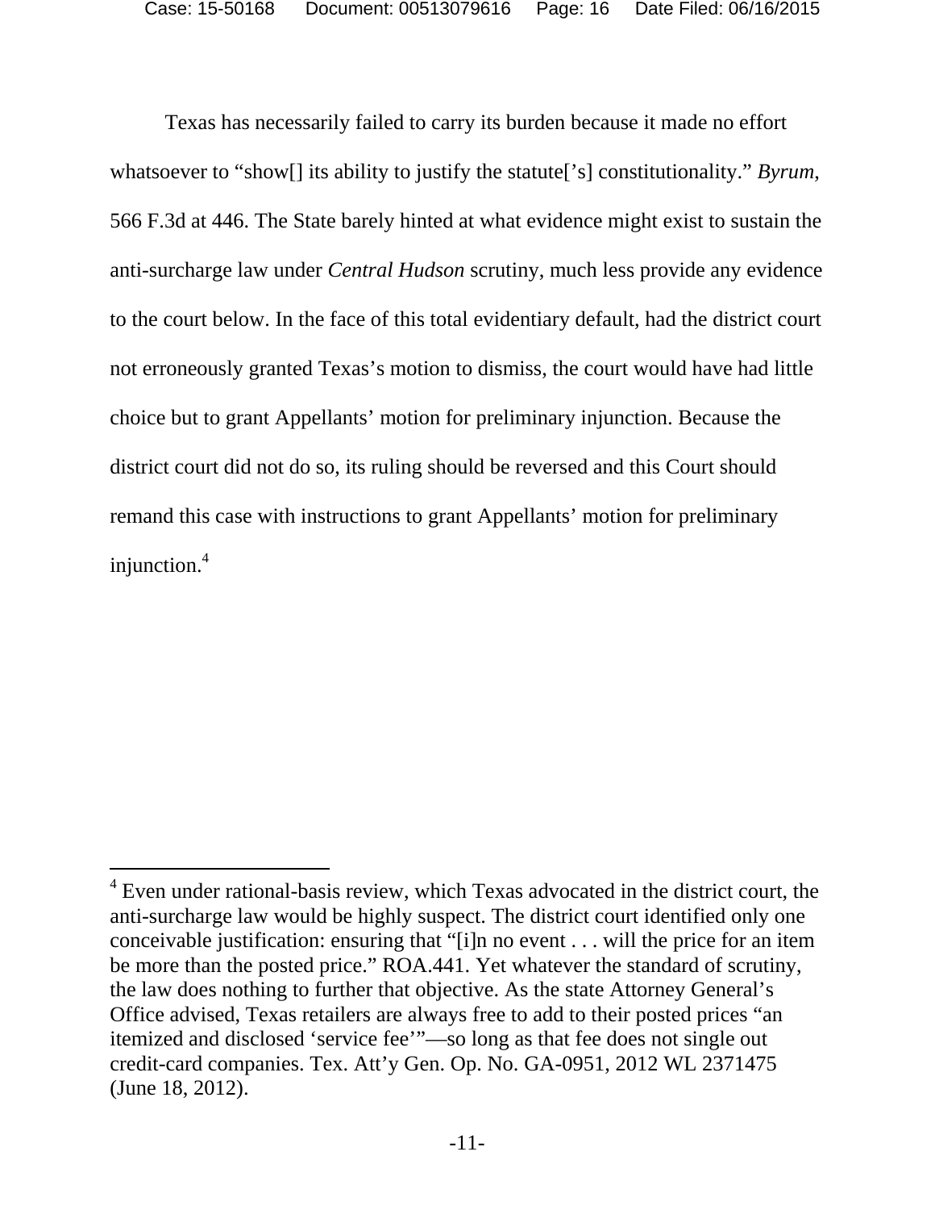Texas has necessarily failed to carry its burden because it made no effort whatsoever to "show[] its ability to justify the statute['s] constitutionality." *Byrum*, 566 F.3d at 446. The State barely hinted at what evidence might exist to sustain the anti-surcharge law under *Central Hudson* scrutiny, much less provide any evidence to the court below. In the face of this total evidentiary default, had the district court not erroneously granted Texas's motion to dismiss, the court would have had little choice but to grant Appellants' motion for preliminary injunction. Because the district court did not do so, its ruling should be reversed and this Court should remand this case with instructions to grant Appellants' motion for preliminary injunction.[4]

---

[4] Even under rational-basis review, which Texas advocated in the district court, the anti-surcharge law would be highly suspect. The district court identified only one conceivable justification: ensuring that "[i]n no event . . . will the price for an item be more than the posted price." ROA.441. Yet whatever the standard of scrutiny, the law does nothing to further that objective. As the state Attorney General's Office advised, Texas retailers are always free to add to their posted prices "an itemized and disclosed 'service fee'"—so long as that fee does not single out credit-card companies. Tex. Att'y Gen. Op. No. GA-0951, 2012 WL 2371475 (June 18, 2012).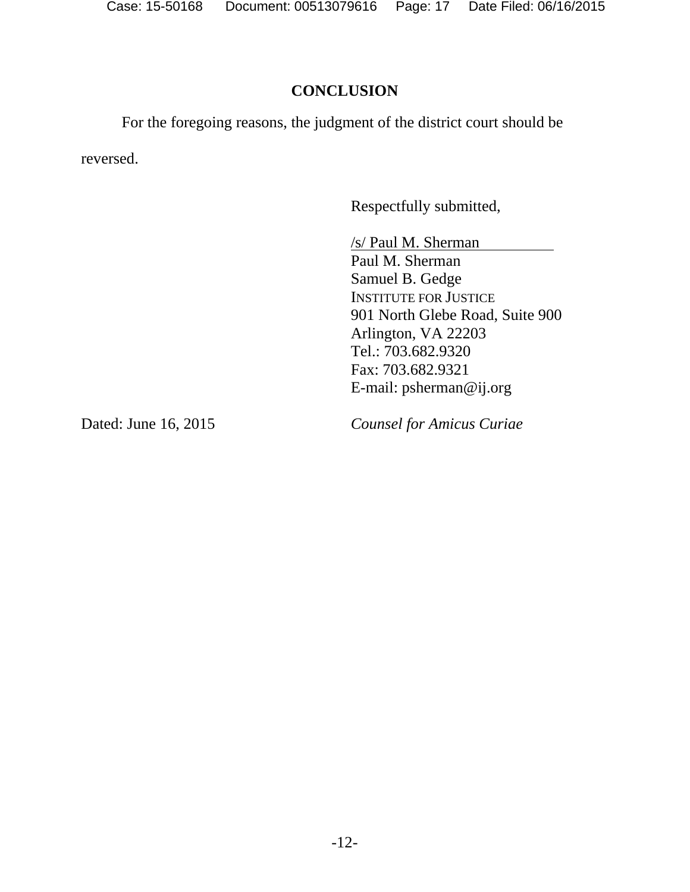## CONCLUSION

For the foregoing reasons, the judgment of the district court should be reversed.

Respectfully submitted,

/s/ Paul M. Sherman  
Paul M. Sherman  
Samuel B. Gedge  
INSTITUTE FOR JUSTICE  
901 North Glebe Road, Suite 900  
Arlington, VA 22203  
Tel.: 703.682.9320  
Fax: 703.682.9321  
E-mail: psherman@ij.org

Dated: June 16, 2015

*Counsel for Amicus Curiae*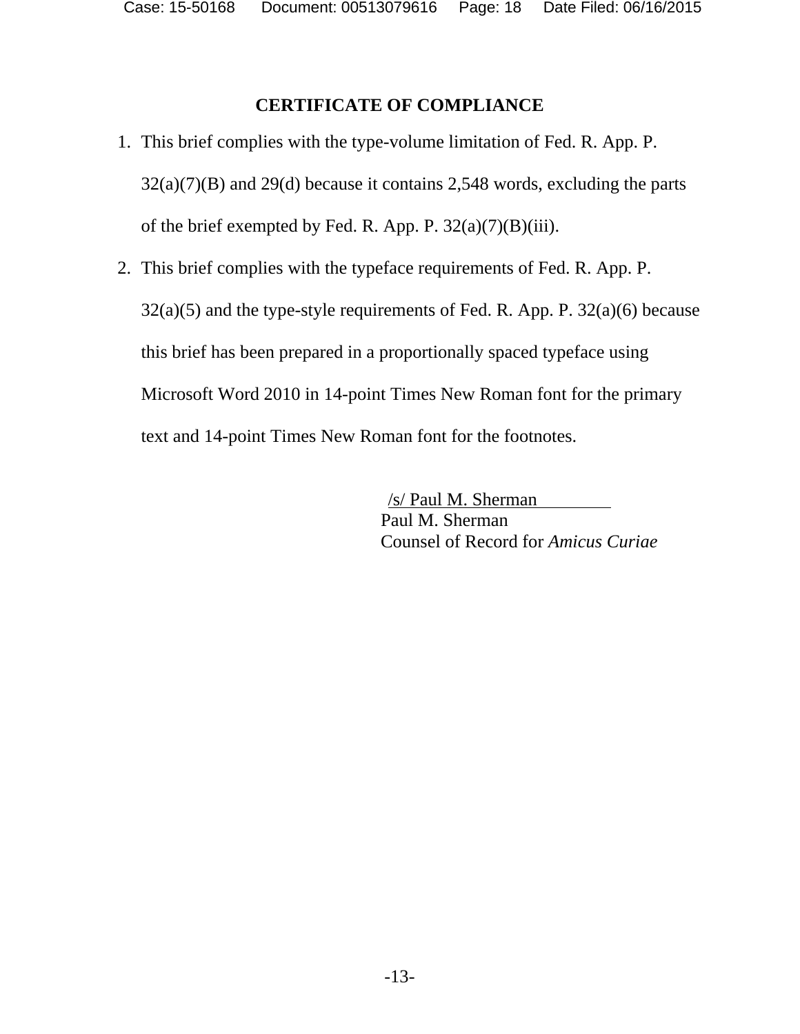## CERTIFICATE OF COMPLIANCE

1. This brief complies with the type-volume limitation of Fed. R. App. P. 32(a)(7)(B) and 29(d) because it contains 2,548 words, excluding the parts of the brief exempted by Fed. R. App. P. 32(a)(7)(B)(iii).
2. This brief complies with the typeface requirements of Fed. R. App. P. 32(a)(5) and the type-style requirements of Fed. R. App. P. 32(a)(6) because this brief has been prepared in a proportionally spaced typeface using Microsoft Word 2010 in 14-point Times New Roman font for the primary text and 14-point Times New Roman font for the footnotes.

/s/ Paul M. Sherman
Paul M. Sherman
Counsel of Record for *Amicus Curiae*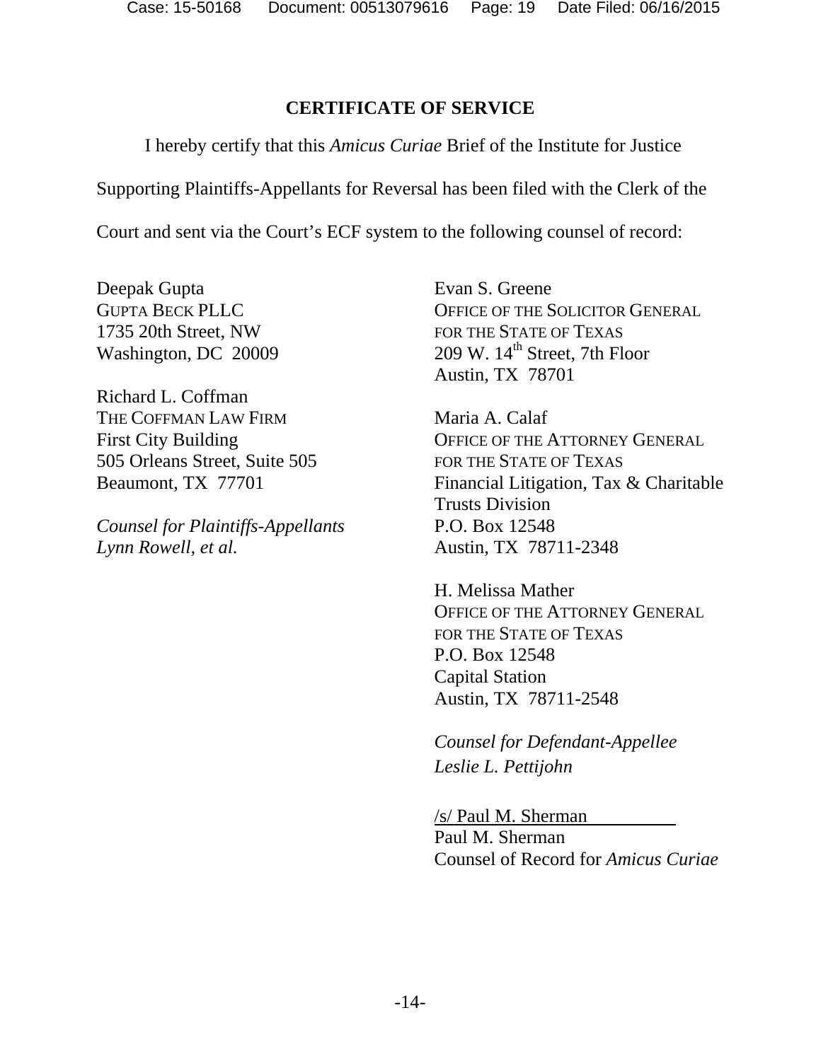## CERTIFICATE OF SERVICE

I hereby certify that this *Amicus Curiae* Brief of the Institute for Justice Supporting Plaintiffs-Appellants for Reversal has been filed with the Clerk of the Court and sent via the Court's ECF system to the following counsel of record:

Deepak Gupta
GUPTA BECK PLLC
1735 20th Street, NW
Washington, DC 20009

Richard L. Coffman
THE COFFMAN LAW FIRM
First City Building
505 Orleans Street, Suite 505
Beaumont, TX 77701

*Counsel for Plaintiffs-Appellants*
*Lynn Rowell, et al.*

Evan S. Greene
OFFICE OF THE SOLICITOR GENERAL FOR THE STATE OF TEXAS
209 W. 14th Street, 7th Floor
Austin, TX 78701

Maria A. Calaf
OFFICE OF THE ATTORNEY GENERAL FOR THE STATE OF TEXAS
Financial Litigation, Tax & Charitable Trusts Division
P.O. Box 12548
Austin, TX 78711-2348

H. Melissa Mather
OFFICE OF THE ATTORNEY GENERAL FOR THE STATE OF TEXAS
P.O. Box 12548
Capital Station
Austin, TX 78711-2548

*Counsel for Defendant-Appellee*
*Leslie L. Pettijohn*

/s/ Paul M. Sherman
Paul M. Sherman
Counsel of Record for *Amicus Curiae*